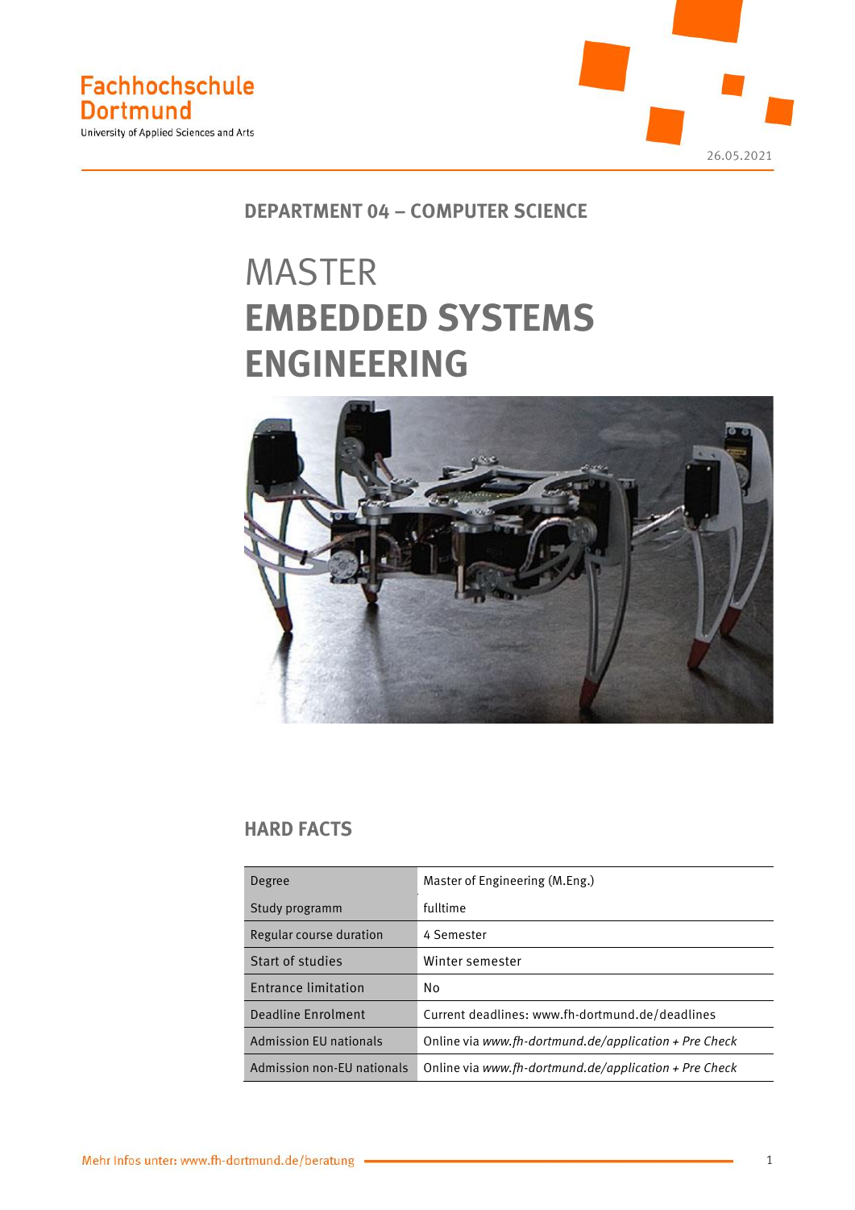Fachhochschule Dortmund

University of Applied Sciences and Arts

26.05.2021

## DEPARTMENT 04 – COMPUTER SCIENCE

# MASTER **EMBEDDED SYSTEMS ENGINEERING**

## HARD FACTS

| | |
|---|---|
| Degree | Master of Engineering (M.Eng.) |
| Study programm | fulltime |
| Regular course duration | 4 Semester |
| Start of studies | Winter semester |
| Entrance limitation | No |
| Deadline Enrolment | Current deadlines: www.fh-dortmund.de/deadlines |
| Admission EU nationals | Online via *www.fh-dortmund.de/application + Pre Check* |
| Admission non-EU nationals | Online via *www.fh-dortmund.de/application + Pre Check* |

Mehr Infos unter: www.fh-dortmund.de/beratung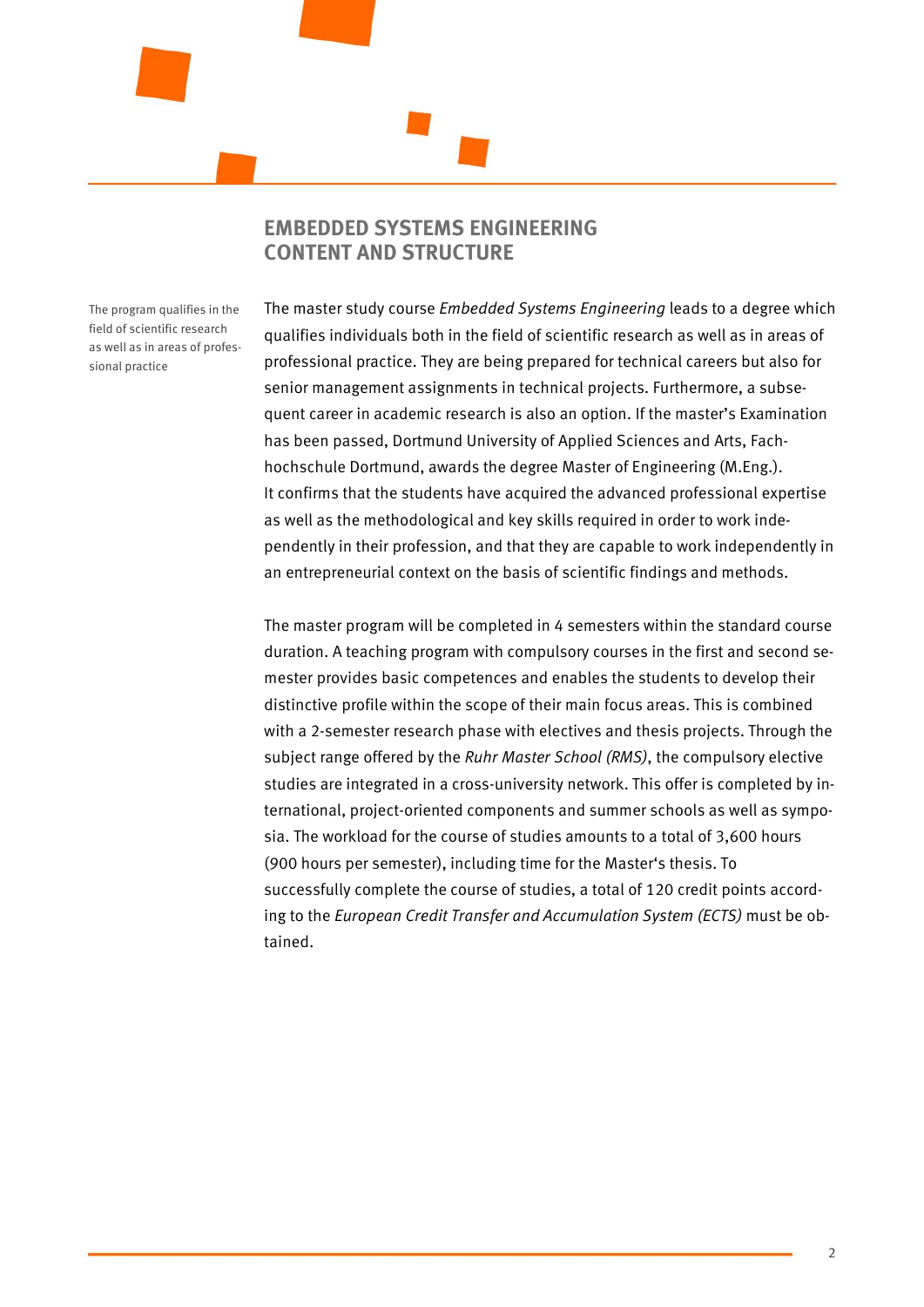## EMBEDDED SYSTEMS ENGINEERING
## CONTENT AND STRUCTURE

The program qualifies in the field of scientific research as well as in areas of professional practice

The master study course *Embedded Systems Engineering* leads to a degree which qualifies individuals both in the field of scientific research as well as in areas of professional practice. They are being prepared for technical careers but also for senior management assignments in technical projects. Furthermore, a subsequent career in academic research is also an option. If the master's Examination has been passed, Dortmund University of Applied Sciences and Arts, Fachhochschule Dortmund, awards the degree Master of Engineering (M.Eng.). It confirms that the students have acquired the advanced professional expertise as well as the methodological and key skills required in order to work independently in their profession, and that they are capable to work independently in an entrepreneurial context on the basis of scientific findings and methods.

The master program will be completed in 4 semesters within the standard course duration. A teaching program with compulsory courses in the first and second semester provides basic competences and enables the students to develop their distinctive profile within the scope of their main focus areas. This is combined with a 2-semester research phase with electives and thesis projects. Through the subject range offered by the *Ruhr Master School (RMS)*, the compulsory elective studies are integrated in a cross-university network. This offer is completed by international, project-oriented components and summer schools as well as symposia. The workload for the course of studies amounts to a total of 3,600 hours (900 hours per semester), including time for the Master's thesis. To successfully complete the course of studies, a total of 120 credit points according to the *European Credit Transfer and Accumulation System (ECTS)* must be obtained.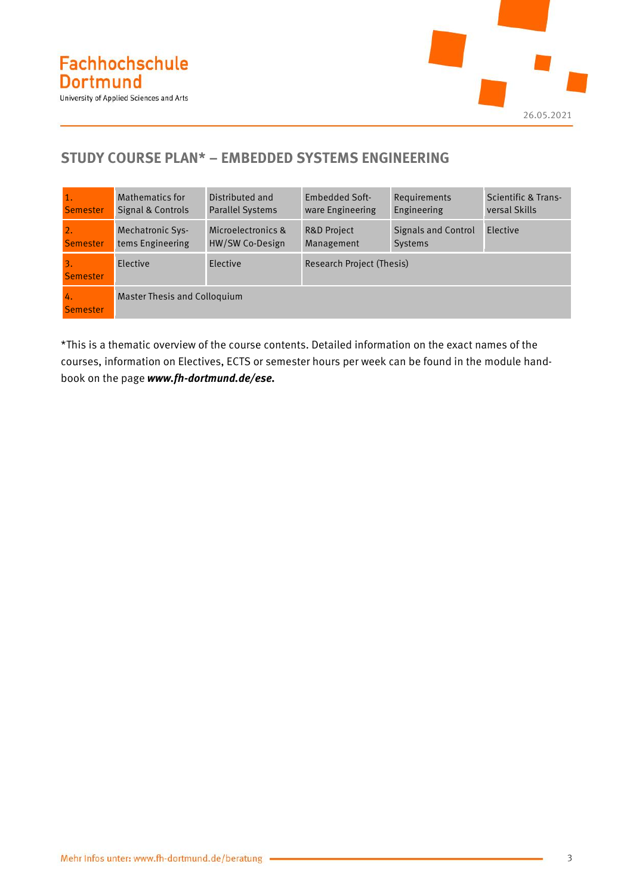## STUDY COURSE PLAN* – EMBEDDED SYSTEMS ENGINEERING

| | | | | | |
|---|---|---|---|---|---|
| 1. Semester | Mathematics for Signal & Controls | Distributed and Parallel Systems | Embedded Software Engineering | Requirements Engineering | Scientific & Transversal Skills |
| 2. Semester | Mechatronic Systems Engineering | Microelectronics & HW/SW Co-Design | R&D Project Management | Signals and Control Systems | Elective |
| 3. Semester | Elective | Elective | Research Project (Thesis) | | |
| 4. Semester | Master Thesis and Colloquium | | | | |

*This is a thematic overview of the course contents. Detailed information on the exact names of the courses, information on Electives, ECTS or semester hours per week can be found in the module handbook on the page ***www.fh-dortmund.de/ese.***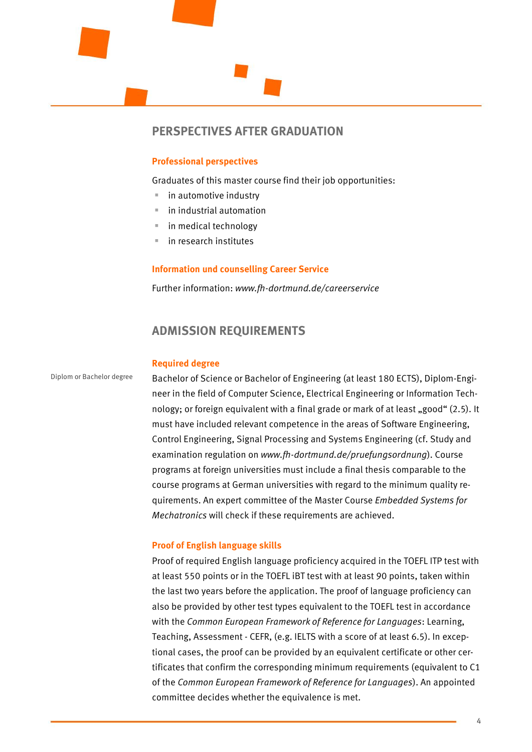## PERSPECTIVES AFTER GRADUATION

### Professional perspectives

Graduates of this master course find their job opportunities:

- in automotive industry
- in industrial automation
- in medical technology
- in research institutes

### Information und counselling Career Service

Further information: *www.fh-dortmund.de/careerservice*

## ADMISSION REQUIREMENTS

### Required degree

Diplom or Bachelor degree

Bachelor of Science or Bachelor of Engineering (at least 180 ECTS), Diplom-Engineer in the field of Computer Science, Electrical Engineering or Information Technology; or foreign equivalent with a final grade or mark of at least „good" (2.5). It must have included relevant competence in the areas of Software Engineering, Control Engineering, Signal Processing and Systems Engineering (cf. Study and examination regulation on *www.fh-dortmund.de/pruefungsordnung*). Course programs at foreign universities must include a final thesis comparable to the course programs at German universities with regard to the minimum quality requirements. An expert committee of the Master Course *Embedded Systems for Mechatronics* will check if these requirements are achieved.

### Proof of English language skills

Proof of required English language proficiency acquired in the TOEFL ITP test with at least 550 points or in the TOEFL iBT test with at least 90 points, taken within the last two years before the application. The proof of language proficiency can also be provided by other test types equivalent to the TOEFL test in accordance with the *Common European Framework of Reference for Languages*: Learning, Teaching, Assessment - CEFR, (e.g. IELTS with a score of at least 6.5). In exceptional cases, the proof can be provided by an equivalent certificate or other certificates that confirm the corresponding minimum requirements (equivalent to C1 of the *Common European Framework of Reference for Languages*). An appointed committee decides whether the equivalence is met.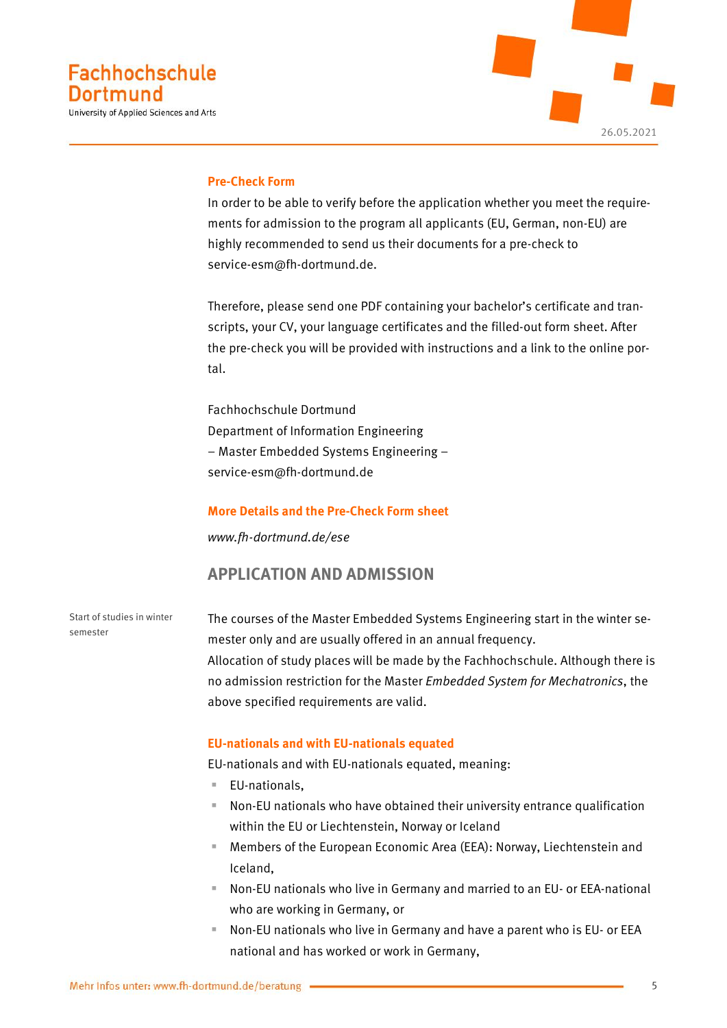### Pre-Check Form

In order to be able to verify before the application whether you meet the requirements for admission to the program all applicants (EU, German, non-EU) are highly recommended to send us their documents for a pre-check to service-esm@fh-dortmund.de.

Therefore, please send one PDF containing your bachelor's certificate and transcripts, your CV, your language certificates and the filled-out form sheet. After the pre-check you will be provided with instructions and a link to the online portal.

Fachhochschule Dortmund
Department of Information Engineering
– Master Embedded Systems Engineering –
service-esm@fh-dortmund.de

### More Details and the Pre-Check Form sheet

*www.fh-dortmund.de/ese*

## APPLICATION AND ADMISSION

Start of studies in winter semester

The courses of the Master Embedded Systems Engineering start in the winter semester only and are usually offered in an annual frequency.
Allocation of study places will be made by the Fachhochschule. Although there is no admission restriction for the Master *Embedded System for Mechatronics*, the above specified requirements are valid.

### EU-nationals and with EU-nationals equated

EU-nationals and with EU-nationals equated, meaning:

- EU-nationals,
- Non-EU nationals who have obtained their university entrance qualification within the EU or Liechtenstein, Norway or Iceland
- Members of the European Economic Area (EEA): Norway, Liechtenstein and Iceland,
- Non-EU nationals who live in Germany and married to an EU- or EEA-national who are working in Germany, or
- Non-EU nationals who live in Germany and have a parent who is EU- or EEA national and has worked or work in Germany,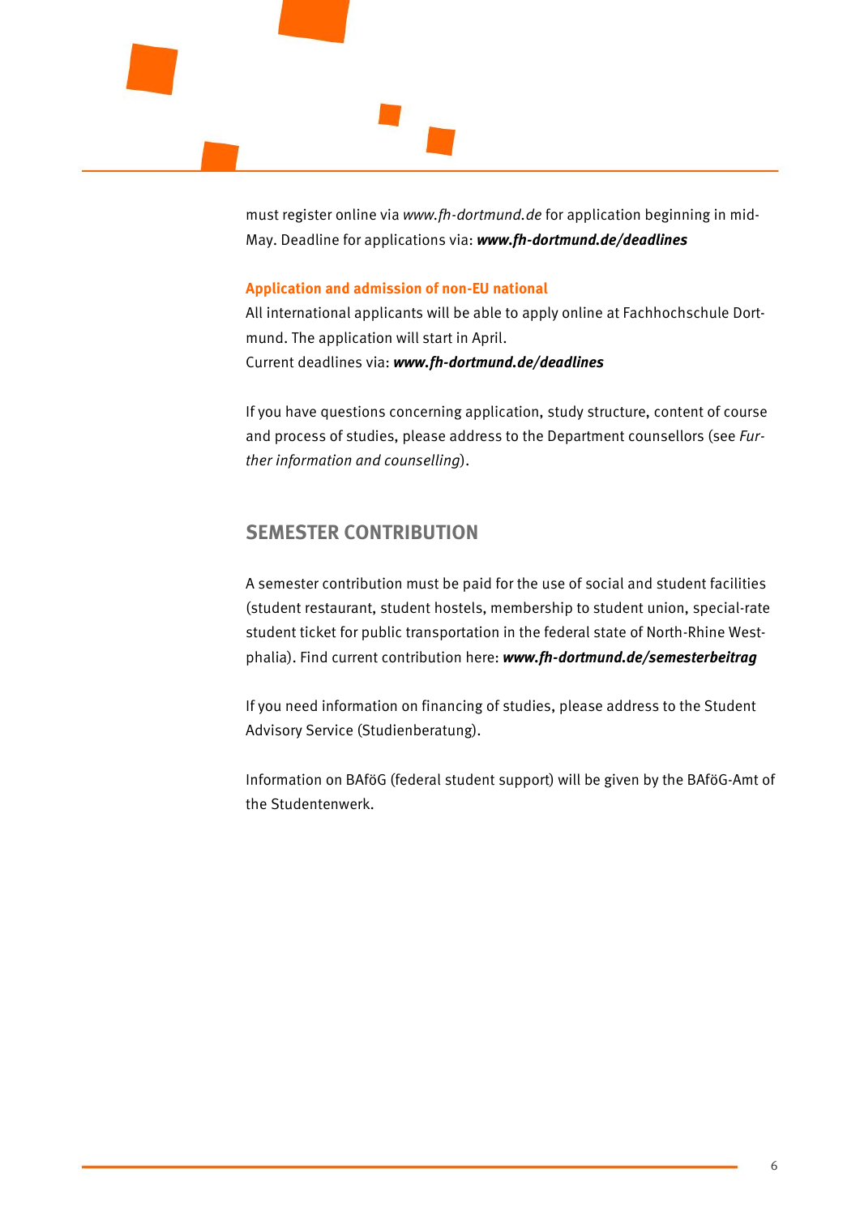must register online via *www.fh-dortmund.de* for application beginning in mid-May. Deadline for applications via: ***www.fh-dortmund.de/deadlines***

**Application and admission of non-EU national**

All international applicants will be able to apply online at Fachhochschule Dortmund. The application will start in April.
Current deadlines via: ***www.fh-dortmund.de/deadlines***

If you have questions concerning application, study structure, content of course and process of studies, please address to the Department counsellors (see *Further information and counselling*).

## SEMESTER CONTRIBUTION

A semester contribution must be paid for the use of social and student facilities (student restaurant, student hostels, membership to student union, special-rate student ticket for public transportation in the federal state of North-Rhine Westphalia). Find current contribution here: ***www.fh-dortmund.de/semesterbeitrag***

If you need information on financing of studies, please address to the Student Advisory Service (Studienberatung).

Information on BAföG (federal student support) will be given by the BAföG-Amt of the Studentenwerk.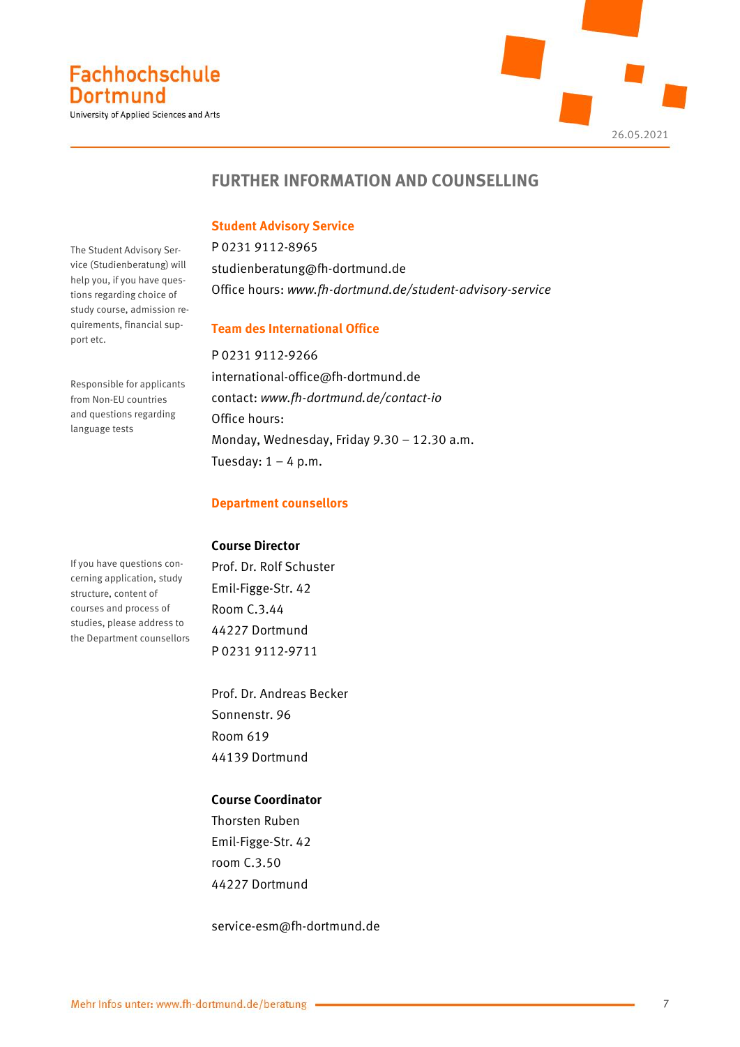## FURTHER INFORMATION AND COUNSELLING

The Student Advisory Service (Studienberatung) will help you, if you have questions regarding choice of study course, admission requirements, financial support etc.

### Student Advisory Service

P 0231 9112-8965
studienberatung@fh-dortmund.de
Office hours: *www.fh-dortmund.de/student-advisory-service*

Responsible for applicants from Non-EU countries and questions regarding language tests

### Team des International Office

P 0231 9112-9266
international-office@fh-dortmund.de
contact: *www.fh-dortmund.de/contact-io*
Office hours:
Monday, Wednesday, Friday 9.30 – 12.30 a.m.
Tuesday: 1 – 4 p.m.

### Department counsellors

If you have questions concerning application, study structure, content of courses and process of studies, please address to the Department counsellors

**Course Director**
Prof. Dr. Rolf Schuster
Emil-Figge-Str. 42
Room C.3.44
44227 Dortmund
P 0231 9112-9711

Prof. Dr. Andreas Becker
Sonnenstr. 96
Room 619
44139 Dortmund

**Course Coordinator**
Thorsten Ruben
Emil-Figge-Str. 42
room C.3.50
44227 Dortmund

service-esm@fh-dortmund.de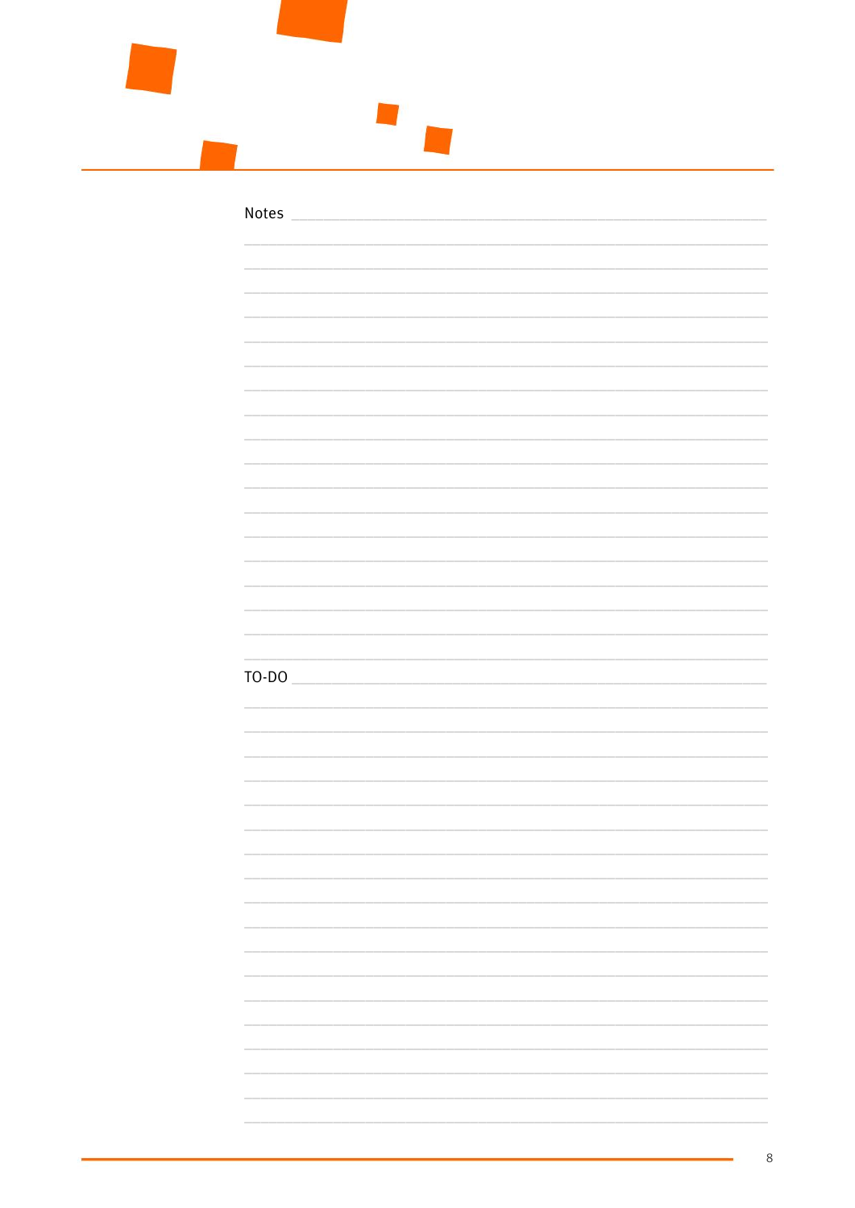Notes

TO-DO